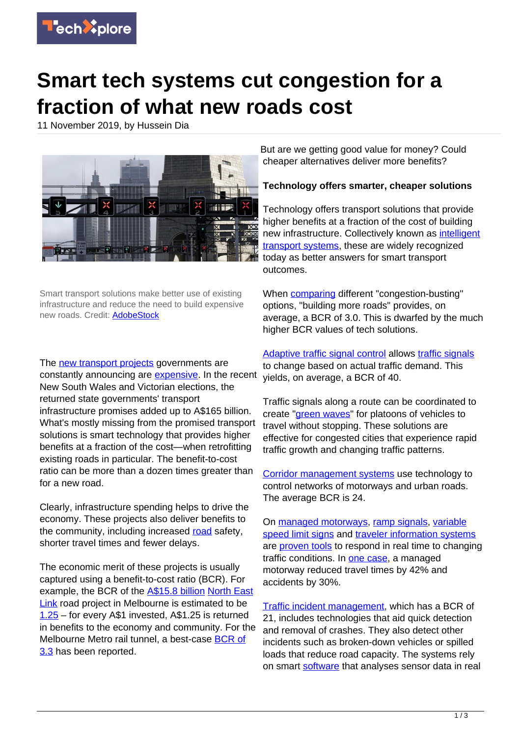# Smart tech systems cut congestion for a fraction of what new roads cost

11 November 2019, by Hussein Dia

Smart transport solutions make better use of existing infrastructure and reduce the need to build expensive new roads. Credit: AdobeStock

The new transport projects governments are constantly announcing are expensive. In the recent New South Wales and Victorian elections, the returned state governments' transport infrastructure promises added up to A$165 billion. What's mostly missing from the promised transport solutions is smart technology that provides higher benefits at a fraction of the cost—when retrofitting existing roads in particular. The benefit-to-cost ratio can be more than a dozen times greater than for a new road.

Clearly, infrastructure spending helps to drive the economy. These projects also deliver benefits to the community, including increased road safety, shorter travel times and fewer delays.

The economic merit of these projects is usually captured using a benefit-to-cost ratio (BCR). For example, the BCR of the A$15.8 billion North East Link road project in Melbourne is estimated to be 1.25 – for every A$1 invested, A$1.25 is returned in benefits to the economy and community. For the Melbourne Metro rail tunnel, a best-case BCR of 3.3 has been reported.

But are we getting good value for money? Could cheaper alternatives deliver more benefits?

**Technology offers smarter, cheaper solutions**

Technology offers transport solutions that provide higher benefits at a fraction of the cost of building new infrastructure. Collectively known as intelligent transport systems, these are widely recognized today as better answers for smart transport outcomes.

When comparing different "congestion-busting" options, "building more roads" provides, on average, a BCR of 3.0. This is dwarfed by the much higher BCR values of tech solutions.

Adaptive traffic signal control allows traffic signals to change based on actual traffic demand. This yields, on average, a BCR of 40.

Traffic signals along a route can be coordinated to create "green waves" for platoons of vehicles to travel without stopping. These solutions are effective for congested cities that experience rapid traffic growth and changing traffic patterns.

Corridor management systems use technology to control networks of motorways and urban roads. The average BCR is 24.

On managed motorways, ramp signals, variable speed limit signs and traveler information systems are proven tools to respond in real time to changing traffic conditions. In one case, a managed motorway reduced travel times by 42% and accidents by 30%.

Traffic incident management, which has a BCR of 21, includes technologies that aid quick detection and removal of crashes. They also detect other incidents such as broken-down vehicles or spilled loads that reduce road capacity. The systems rely on smart software that analyses sensor data in real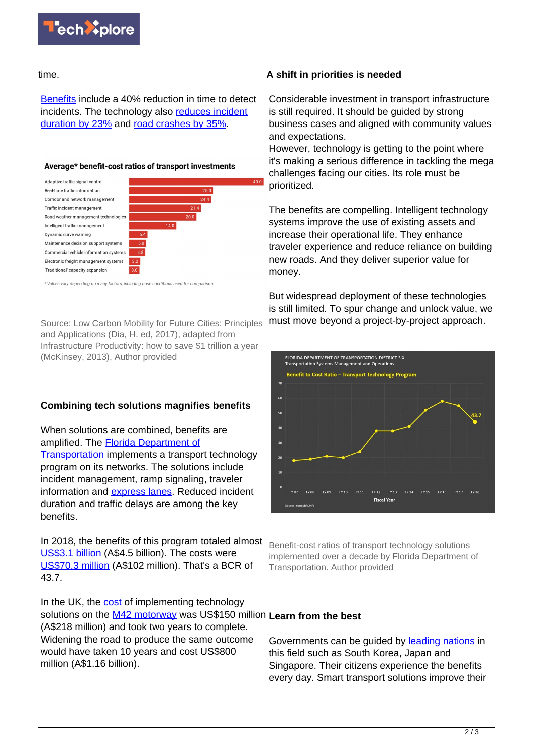time.

Benefits include a 40% reduction in time to detect incidents. The technology also reduces incident duration by 23% and road crashes by 35%.

**Average\* benefit-cost ratios of transport investments**

| Investment | Ratio |
| --- | --- |
| Adaptive traffic signal control | 40.0 |
| Real-time traffic information | 25.0 |
| Corridor and network management | 24.4 |
| Traffic incident management | 21.4 |
| Road weather management technologies | 20.0 |
| Intelligent traffic management | 14.0 |
| Dynamic curve warning | 5.4 |
| Maintenance decision support systems | 5.0 |
| Commercial vehicle information systems | 4.6 |
| Electronic freight management systems | 3.2 |
| 'Traditional' capacity expansion | 3.0 |

*\* Values vary depending on many factors, including base conditions used for comparison*

Source: Low Carbon Mobility for Future Cities: Principles and Applications (Dia, H. ed, 2017), adapted from Infrastructure Productivity: how to save $1 trillion a year (McKinsey, 2013), Author provided

### Combining tech solutions magnifies benefits

When solutions are combined, benefits are amplified. The Florida Department of Transportation implements a transport technology program on its networks. The solutions include incident management, ramp signaling, traveler information and express lanes. Reduced incident duration and traffic delays are among the key benefits.

In 2018, the benefits of this program totaled almost US$3.1 billion (A$4.5 billion). The costs were US$70.3 million (A$102 million). That's a BCR of 43.7.

In the UK, the cost of implementing technology solutions on the M42 motorway was US$150 million (A$218 million) and took two years to complete. Widening the road to produce the same outcome would have taken 10 years and cost US$800 million (A$1.16 billion).

### A shift in priorities is needed

Considerable investment in transport infrastructure is still required. It should be guided by strong business cases and aligned with community values and expectations.
However, technology is getting to the point where it's making a serious difference in tackling the mega challenges facing our cities. Its role must be prioritized.

The benefits are compelling. Intelligent technology systems improve the use of existing assets and increase their operational life. They enhance traveler experience and reduce reliance on building new roads. And they deliver superior value for money.

But widespread deployment of these technologies is still limited. To spur change and unlock value, we must move beyond a project-by-project approach.

Benefit-cost ratios of transport technology solutions implemented over a decade by Florida Department of Transportation. Author provided

### Learn from the best

Governments can be guided by leading nations in this field such as South Korea, Japan and Singapore. Their citizens experience the benefits every day. Smart transport solutions improve their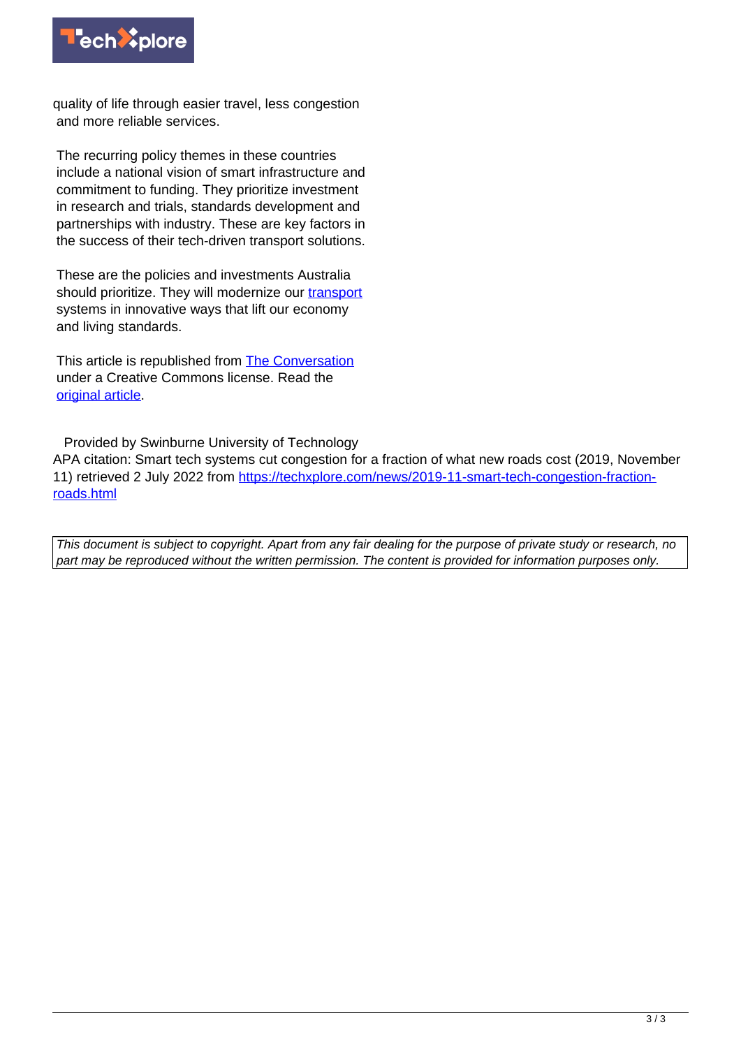quality of life through easier travel, less congestion and more reliable services.

The recurring policy themes in these countries include a national vision of smart infrastructure and commitment to funding. They prioritize investment in research and trials, standards development and partnerships with industry. These are key factors in the success of their tech-driven transport solutions.

These are the policies and investments Australia should prioritize. They will modernize our transport systems in innovative ways that lift our economy and living standards.

This article is republished from The Conversation under a Creative Commons license. Read the original article.

Provided by Swinburne University of Technology

APA citation: Smart tech systems cut congestion for a fraction of what new roads cost (2019, November 11) retrieved 2 July 2022 from https://techxplore.com/news/2019-11-smart-tech-congestion-fraction-roads.html

*This document is subject to copyright. Apart from any fair dealing for the purpose of private study or research, no part may be reproduced without the written permission. The content is provided for information purposes only.*